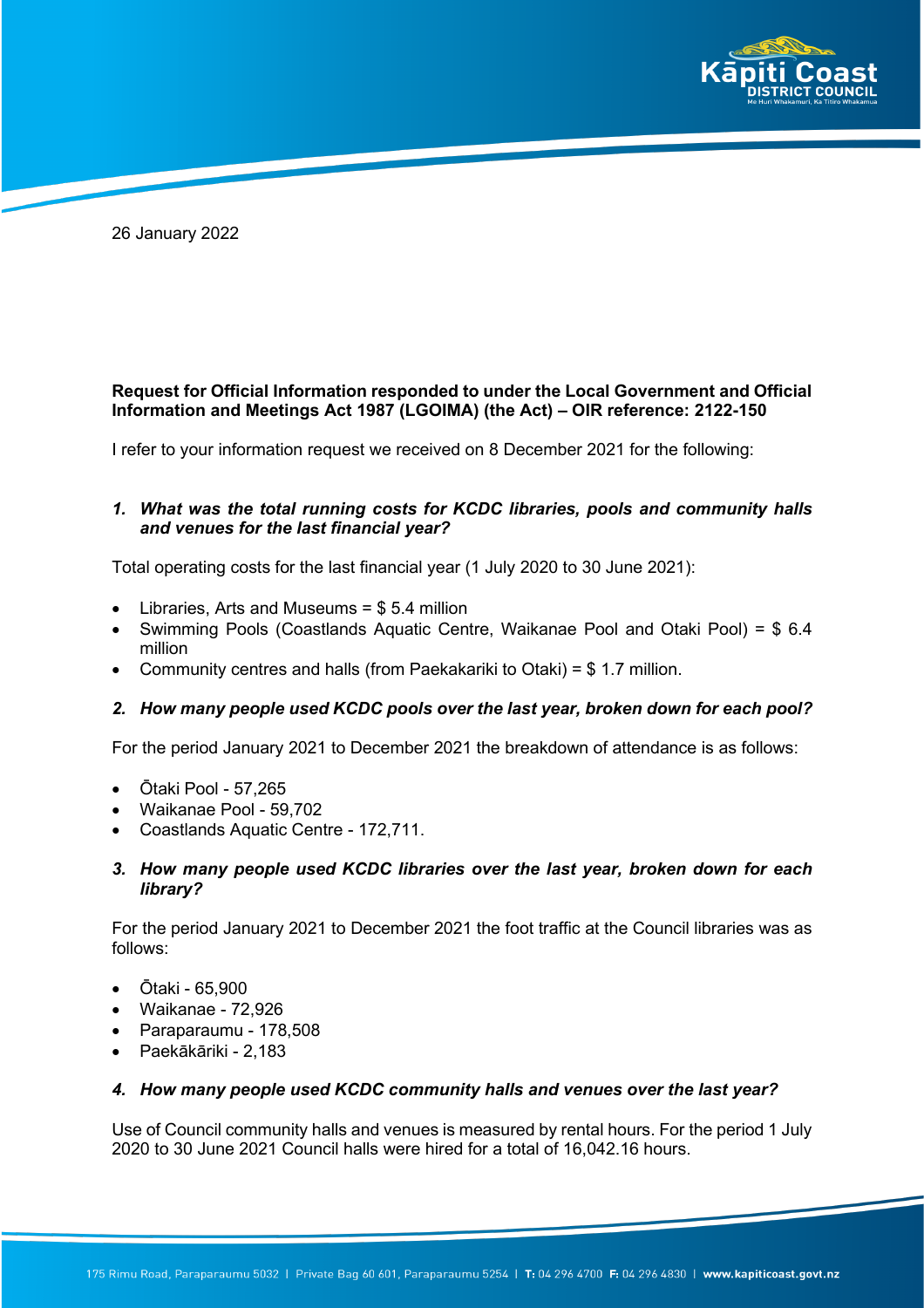26 January 2022

**Request for Official Information responded to under the Local Government and Official Information and Meetings Act 1987 (LGOIMA) (the Act) – OIR reference: 2122-150**

I refer to your information request we received on 8 December 2021 for the following:

1. ***What was the total running costs for KCDC libraries, pools and community halls and venues for the last financial year?***

Total operating costs for the last financial year (1 July 2020 to 30 June 2021):

- Libraries, Arts and Museums = $ 5.4 million
- Swimming Pools (Coastlands Aquatic Centre, Waikanae Pool and Otaki Pool) = $ 6.4 million
- Community centres and halls (from Paekakariki to Otaki) = $ 1.7 million.

2. ***How many people used KCDC pools over the last year, broken down for each pool?***

For the period January 2021 to December 2021 the breakdown of attendance is as follows:

- Ōtaki Pool - 57,265
- Waikanae Pool - 59,702
- Coastlands Aquatic Centre - 172,711.

3. ***How many people used KCDC libraries over the last year, broken down for each library?***

For the period January 2021 to December 2021 the foot traffic at the Council libraries was as follows:

- Ōtaki - 65,900
- Waikanae - 72,926
- Paraparaumu - 178,508
- Paekākāriki - 2,183

4. ***How many people used KCDC community halls and venues over the last year?***

Use of Council community halls and venues is measured by rental hours. For the period 1 July 2020 to 30 June 2021 Council halls were hired for a total of 16,042.16 hours.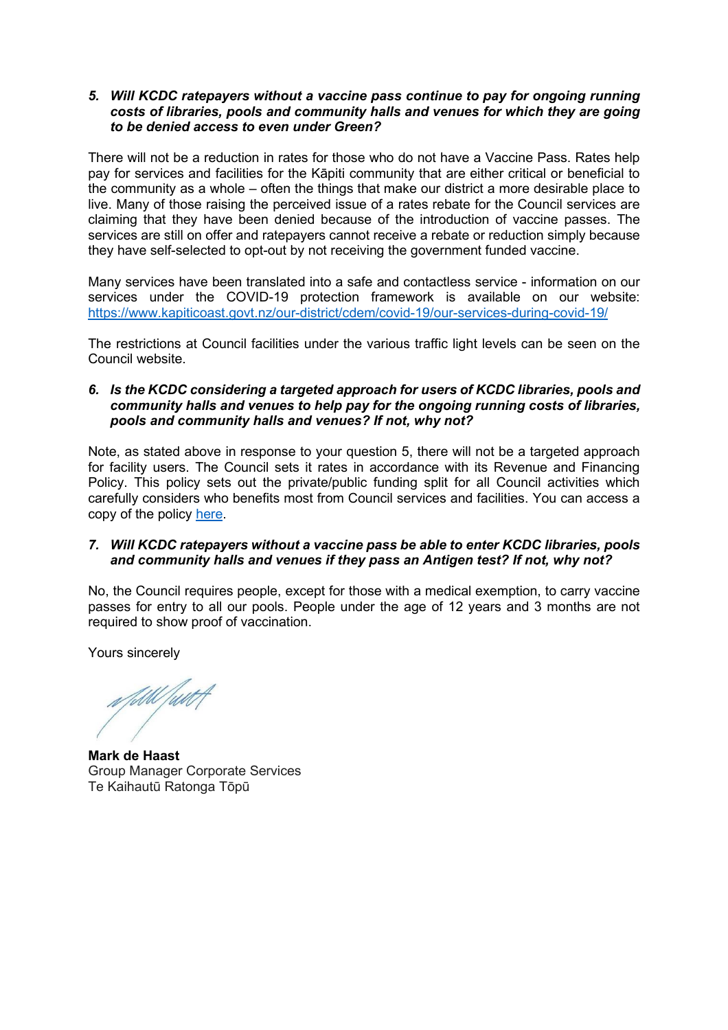***5. Will KCDC ratepayers without a vaccine pass continue to pay for ongoing running costs of libraries, pools and community halls and venues for which they are going to be denied access to even under Green?***

There will not be a reduction in rates for those who do not have a Vaccine Pass. Rates help pay for services and facilities for the Kāpiti community that are either critical or beneficial to the community as a whole – often the things that make our district a more desirable place to live. Many of those raising the perceived issue of a rates rebate for the Council services are claiming that they have been denied because of the introduction of vaccine passes. The services are still on offer and ratepayers cannot receive a rebate or reduction simply because they have self-selected to opt-out by not receiving the government funded vaccine.

Many services have been translated into a safe and contactless service - information on our services under the COVID-19 protection framework is available on our website: [https://www.kapiticoast.govt.nz/our-district/cdem/covid-19/our-services-during-covid-19/](https://www.kapiticoast.govt.nz/our-district/cdem/covid-19/our-services-during-covid-19/)

The restrictions at Council facilities under the various traffic light levels can be seen on the Council website.

***6. Is the KCDC considering a targeted approach for users of KCDC libraries, pools and community halls and venues to help pay for the ongoing running costs of libraries, pools and community halls and venues? If not, why not?***

Note, as stated above in response to your question 5, there will not be a targeted approach for facility users. The Council sets it rates in accordance with its Revenue and Financing Policy. This policy sets out the private/public funding split for all Council activities which carefully considers who benefits most from Council services and facilities. You can access a copy of the policy here.

***7. Will KCDC ratepayers without a vaccine pass be able to enter KCDC libraries, pools and community halls and venues if they pass an Antigen test? If not, why not?***

No, the Council requires people, except for those with a medical exemption, to carry vaccine passes for entry to all our pools. People under the age of 12 years and 3 months are not required to show proof of vaccination.

Yours sincerely

**Mark de Haast**
Group Manager Corporate Services
Te Kaihautū Ratonga Tōpū